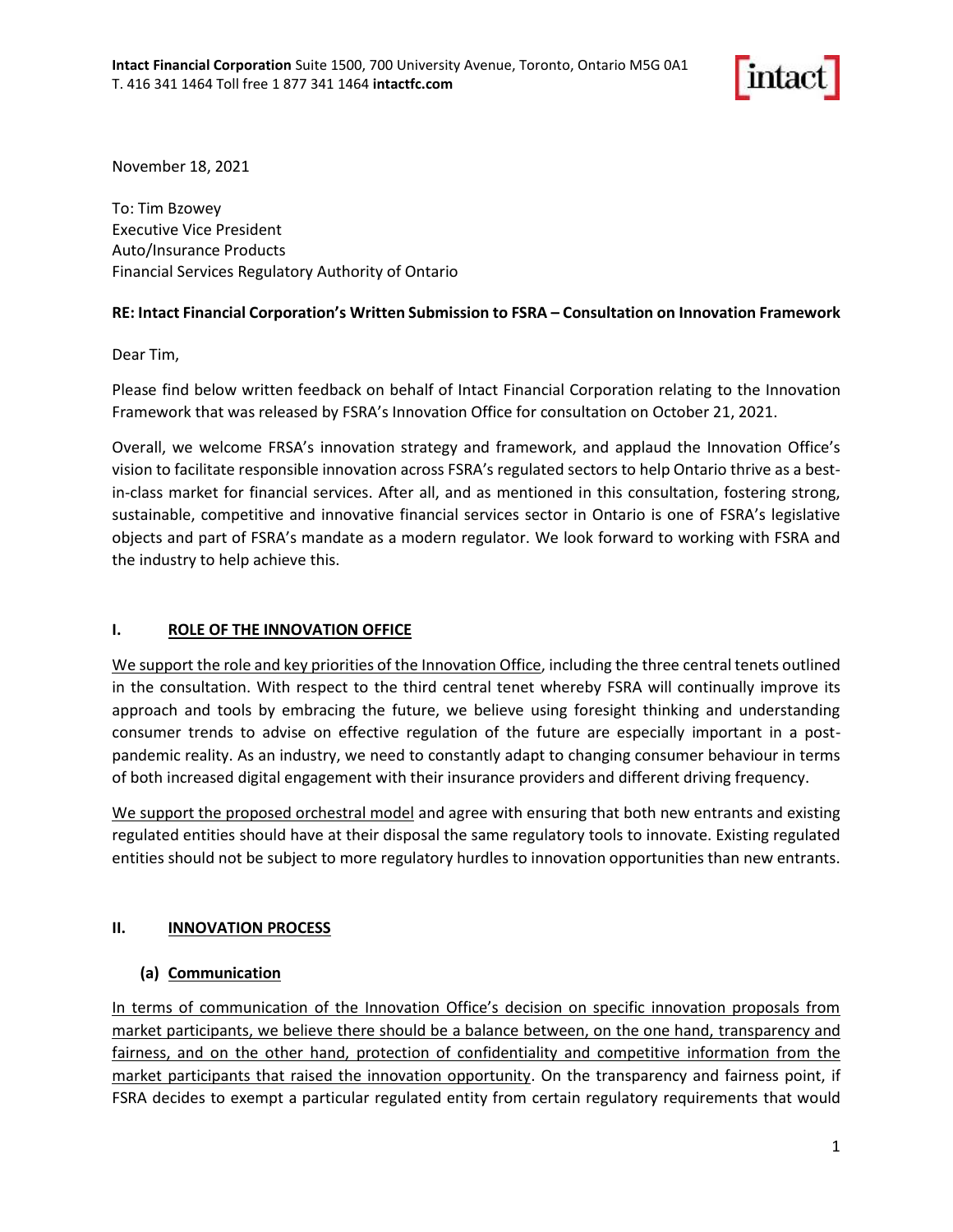**Intact Financial Corporation** Suite 1500, 700 University Avenue, Toronto, Ontario M5G 0A1
T. 416 341 1464 Toll free 1 877 341 1464 **intactfc.com**

November 18, 2021

To: Tim Bzowey
Executive Vice President
Auto/Insurance Products
Financial Services Regulatory Authority of Ontario

**RE: Intact Financial Corporation's Written Submission to FSRA – Consultation on Innovation Framework**

Dear Tim,

Please find below written feedback on behalf of Intact Financial Corporation relating to the Innovation Framework that was released by FSRA's Innovation Office for consultation on October 21, 2021.

Overall, we welcome FRSA's innovation strategy and framework, and applaud the Innovation Office's vision to facilitate responsible innovation across FSRA's regulated sectors to help Ontario thrive as a best-in-class market for financial services. After all, and as mentioned in this consultation, fostering strong, sustainable, competitive and innovative financial services sector in Ontario is one of FSRA's legislative objects and part of FSRA's mandate as a modern regulator. We look forward to working with FSRA and the industry to help achieve this.

## I. ROLE OF THE INNOVATION OFFICE

<u>We support the role and key priorities of the Innovation Office</u>, including the three central tenets outlined in the consultation. With respect to the third central tenet whereby FSRA will continually improve its approach and tools by embracing the future, we believe using foresight thinking and understanding consumer trends to advise on effective regulation of the future are especially important in a post-pandemic reality. As an industry, we need to constantly adapt to changing consumer behaviour in terms of both increased digital engagement with their insurance providers and different driving frequency.

<u>We support the proposed orchestral model</u> and agree with ensuring that both new entrants and existing regulated entities should have at their disposal the same regulatory tools to innovate. Existing regulated entities should not be subject to more regulatory hurdles to innovation opportunities than new entrants.

## II. INNOVATION PROCESS

### (a) Communication

<u>In terms of communication of the Innovation Office's decision on specific innovation proposals from market participants, we believe there should be a balance between, on the one hand, transparency and fairness, and on the other hand, protection of confidentiality and competitive information from the market participants that raised the innovation opportunity</u>. On the transparency and fairness point, if FSRA decides to exempt a particular regulated entity from certain regulatory requirements that would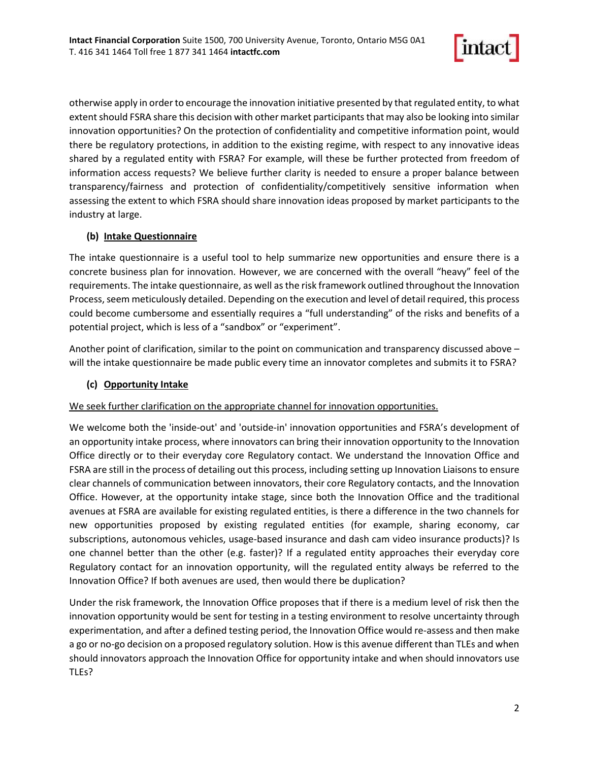otherwise apply in order to encourage the innovation initiative presented by that regulated entity, to what extent should FSRA share this decision with other market participants that may also be looking into similar innovation opportunities? On the protection of confidentiality and competitive information point, would there be regulatory protections, in addition to the existing regime, with respect to any innovative ideas shared by a regulated entity with FSRA? For example, will these be further protected from freedom of information access requests? We believe further clarity is needed to ensure a proper balance between transparency/fairness and protection of confidentiality/competitively sensitive information when assessing the extent to which FSRA should share innovation ideas proposed by market participants to the industry at large.

### (b) <u>Intake Questionnaire</u>

The intake questionnaire is a useful tool to help summarize new opportunities and ensure there is a concrete business plan for innovation. However, we are concerned with the overall "heavy" feel of the requirements. The intake questionnaire, as well as the risk framework outlined throughout the Innovation Process, seem meticulously detailed. Depending on the execution and level of detail required, this process could become cumbersome and essentially requires a "full understanding" of the risks and benefits of a potential project, which is less of a "sandbox" or "experiment".

Another point of clarification, similar to the point on communication and transparency discussed above – will the intake questionnaire be made public every time an innovator completes and submits it to FSRA?

### (c) <u>Opportunity Intake</u>

<u>We seek further clarification on the appropriate channel for innovation opportunities.</u>

We welcome both the 'inside-out' and 'outside-in' innovation opportunities and FSRA's development of an opportunity intake process, where innovators can bring their innovation opportunity to the Innovation Office directly or to their everyday core Regulatory contact. We understand the Innovation Office and FSRA are still in the process of detailing out this process, including setting up Innovation Liaisons to ensure clear channels of communication between innovators, their core Regulatory contacts, and the Innovation Office. However, at the opportunity intake stage, since both the Innovation Office and the traditional avenues at FSRA are available for existing regulated entities, is there a difference in the two channels for new opportunities proposed by existing regulated entities (for example, sharing economy, car subscriptions, autonomous vehicles, usage-based insurance and dash cam video insurance products)? Is one channel better than the other (e.g. faster)? If a regulated entity approaches their everyday core Regulatory contact for an innovation opportunity, will the regulated entity always be referred to the Innovation Office? If both avenues are used, then would there be duplication?

Under the risk framework, the Innovation Office proposes that if there is a medium level of risk then the innovation opportunity would be sent for testing in a testing environment to resolve uncertainty through experimentation, and after a defined testing period, the Innovation Office would re-assess and then make a go or no-go decision on a proposed regulatory solution. How is this avenue different than TLEs and when should innovators approach the Innovation Office for opportunity intake and when should innovators use TLEs?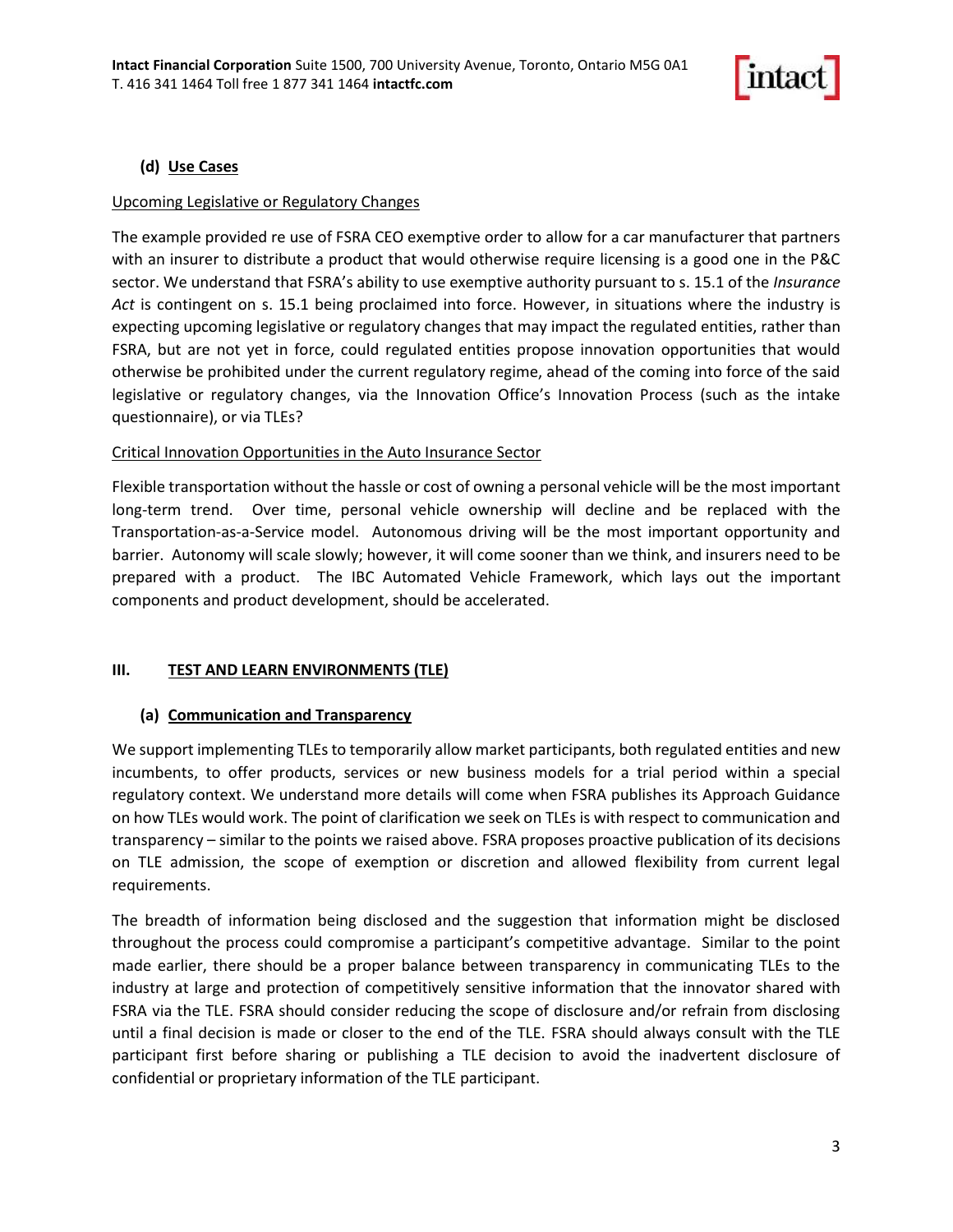### (d) Use Cases

Upcoming Legislative or Regulatory Changes

The example provided re use of FSRA CEO exemptive order to allow for a car manufacturer that partners with an insurer to distribute a product that would otherwise require licensing is a good one in the P&C sector. We understand that FSRA's ability to use exemptive authority pursuant to s. 15.1 of the *Insurance Act* is contingent on s. 15.1 being proclaimed into force. However, in situations where the industry is expecting upcoming legislative or regulatory changes that may impact the regulated entities, rather than FSRA, but are not yet in force, could regulated entities propose innovation opportunities that would otherwise be prohibited under the current regulatory regime, ahead of the coming into force of the said legislative or regulatory changes, via the Innovation Office's Innovation Process (such as the intake questionnaire), or via TLEs?

Critical Innovation Opportunities in the Auto Insurance Sector

Flexible transportation without the hassle or cost of owning a personal vehicle will be the most important long-term trend. Over time, personal vehicle ownership will decline and be replaced with the Transportation-as-a-Service model. Autonomous driving will be the most important opportunity and barrier. Autonomy will scale slowly; however, it will come sooner than we think, and insurers need to be prepared with a product. The IBC Automated Vehicle Framework, which lays out the important components and product development, should be accelerated.

## III. TEST AND LEARN ENVIRONMENTS (TLE)

### (a) Communication and Transparency

We support implementing TLEs to temporarily allow market participants, both regulated entities and new incumbents, to offer products, services or new business models for a trial period within a special regulatory context. We understand more details will come when FSRA publishes its Approach Guidance on how TLEs would work. The point of clarification we seek on TLEs is with respect to communication and transparency – similar to the points we raised above. FSRA proposes proactive publication of its decisions on TLE admission, the scope of exemption or discretion and allowed flexibility from current legal requirements.

The breadth of information being disclosed and the suggestion that information might be disclosed throughout the process could compromise a participant's competitive advantage. Similar to the point made earlier, there should be a proper balance between transparency in communicating TLEs to the industry at large and protection of competitively sensitive information that the innovator shared with FSRA via the TLE. FSRA should consider reducing the scope of disclosure and/or refrain from disclosing until a final decision is made or closer to the end of the TLE. FSRA should always consult with the TLE participant first before sharing or publishing a TLE decision to avoid the inadvertent disclosure of confidential or proprietary information of the TLE participant.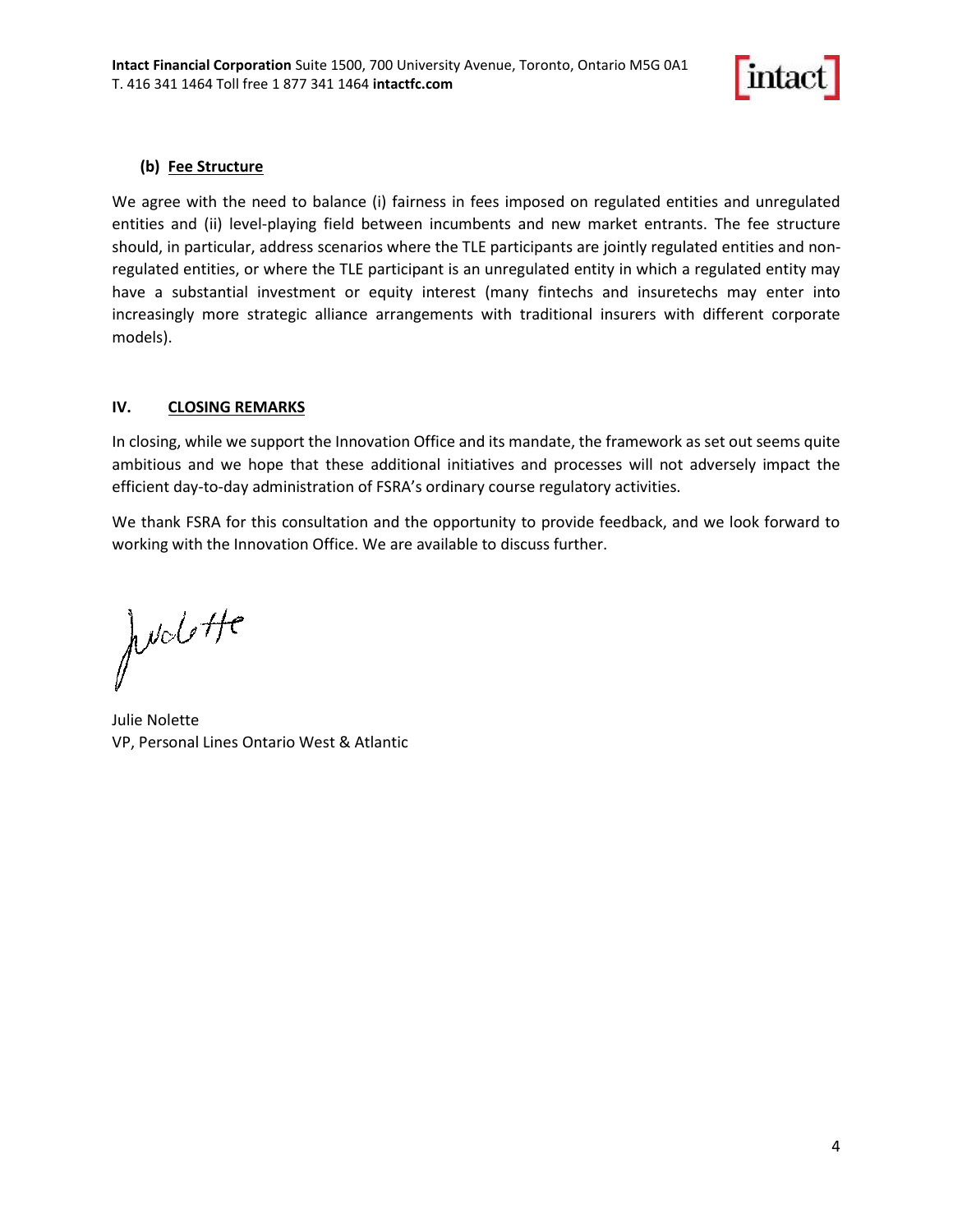**(b) Fee Structure**

We agree with the need to balance (i) fairness in fees imposed on regulated entities and unregulated entities and (ii) level-playing field between incumbents and new market entrants. The fee structure should, in particular, address scenarios where the TLE participants are jointly regulated entities and non-regulated entities, or where the TLE participant is an unregulated entity in which a regulated entity may have a substantial investment or equity interest (many fintechs and insuretechs may enter into increasingly more strategic alliance arrangements with traditional insurers with different corporate models).

## IV. CLOSING REMARKS

In closing, while we support the Innovation Office and its mandate, the framework as set out seems quite ambitious and we hope that these additional initiatives and processes will not adversely impact the efficient day-to-day administration of FSRA's ordinary course regulatory activities.

We thank FSRA for this consultation and the opportunity to provide feedback, and we look forward to working with the Innovation Office. We are available to discuss further.

Julie Nolette
VP, Personal Lines Ontario West & Atlantic